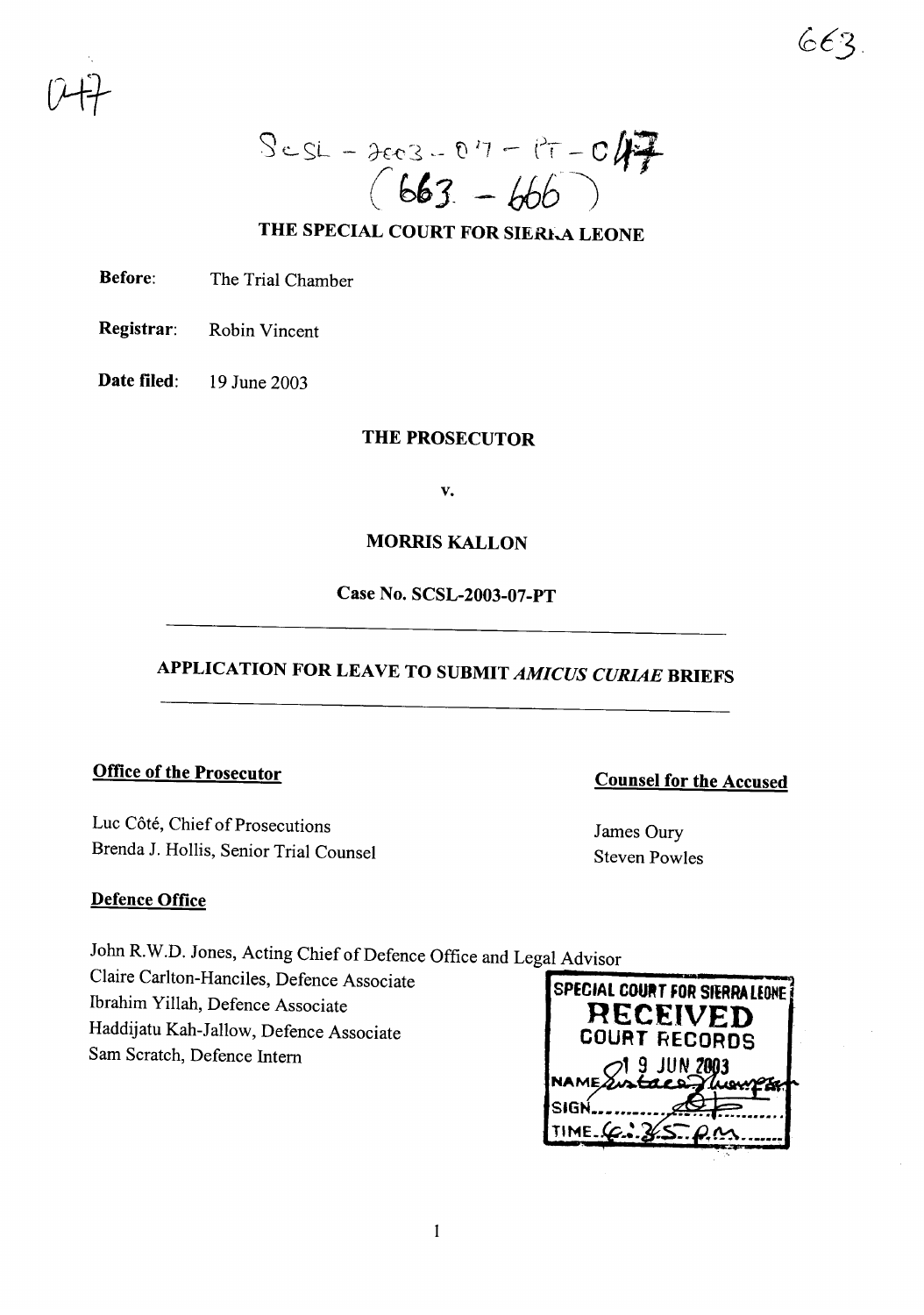047

663

SCSL - 2003 - 07 - PT - 047
(663 - 666)

## THE SPECIAL COURT FOR SIERRA LEONE

**Before:** The Trial Chamber

**Registrar:** Robin Vincent

**Date filed:** 19 June 2003

**THE PROSECUTOR**

**v.**

**MORRIS KALLON**

**Case No. SCSL-2003-07-PT**

---

## APPLICATION FOR LEAVE TO SUBMIT *AMICUS CURIAE* BRIEFS

---

**Office of the Prosecutor**

Luc Côté, Chief of Prosecutions
Brenda J. Hollis, Senior Trial Counsel

**Counsel for the Accused**

James Oury
Steven Powles

**Defence Office**

John R.W.D. Jones, Acting Chief of Defence Office and Legal Advisor
Claire Carlton-Hanciles, Defence Associate
Ibrahim Yillah, Defence Associate
Haddijatu Kah-Jallow, Defence Associate
Sam Scratch, Defence Intern

SPECIAL COURT FOR SIERRA LEONE
RECEIVED
COURT RECORDS
19 JUN 2003
NAME Eustace Thomas
SIGN
TIME 6:35 p.m.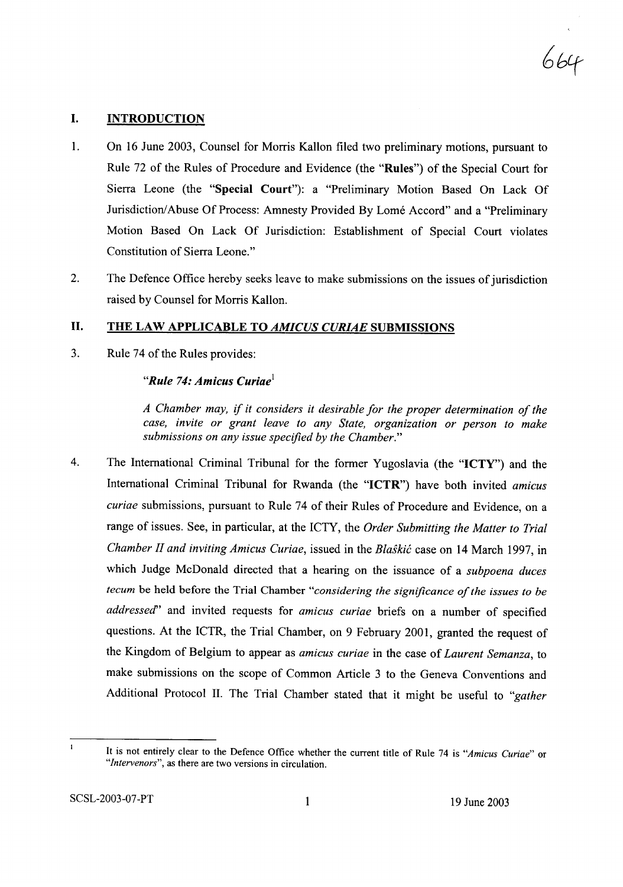## I. INTRODUCTION

1. On 16 June 2003, Counsel for Morris Kallon filed two preliminary motions, pursuant to Rule 72 of the Rules of Procedure and Evidence (the "**Rules**") of the Special Court for Sierra Leone (the "**Special Court**"): a "Preliminary Motion Based On Lack Of Jurisdiction/Abuse Of Process: Amnesty Provided By Lomé Accord" and a "Preliminary Motion Based On Lack Of Jurisdiction: Establishment of Special Court violates Constitution of Sierra Leone."

2. The Defence Office hereby seeks leave to make submissions on the issues of jurisdiction raised by Counsel for Morris Kallon.

## II. THE LAW APPLICABLE TO *AMICUS CURIAE* SUBMISSIONS

3. Rule 74 of the Rules provides:

> "***Rule 74: Amicus Curiae***[1]
>
> *A Chamber may, if it considers it desirable for the proper determination of the case, invite or grant leave to any State, organization or person to make submissions on any issue specified by the Chamber.*"

4. The International Criminal Tribunal for the former Yugoslavia (the "**ICTY**") and the International Criminal Tribunal for Rwanda (the "**ICTR**") have both invited *amicus curiae* submissions, pursuant to Rule 74 of their Rules of Procedure and Evidence, on a range of issues. See, in particular, at the ICTY, the *Order Submitting the Matter to Trial Chamber II and inviting Amicus Curiae*, issued in the *Blaškić* case on 14 March 1997, in which Judge McDonald directed that a hearing on the issuance of a *subpoena duces tecum* be held before the Trial Chamber "*considering the significance of the issues to be addressed*" and invited requests for *amicus curiae* briefs on a number of specified questions. At the ICTR, the Trial Chamber, on 9 February 2001, granted the request of the Kingdom of Belgium to appear as *amicus curiae* in the case of *Laurent Semanza*, to make submissions on the scope of Common Article 3 to the Geneva Conventions and Additional Protocol II. The Trial Chamber stated that it might be useful to "*gather*

---

[1] It is not entirely clear to the Defence Office whether the current title of Rule 74 is "*Amicus Curiae*" or "*Intervenors*", as there are two versions in circulation.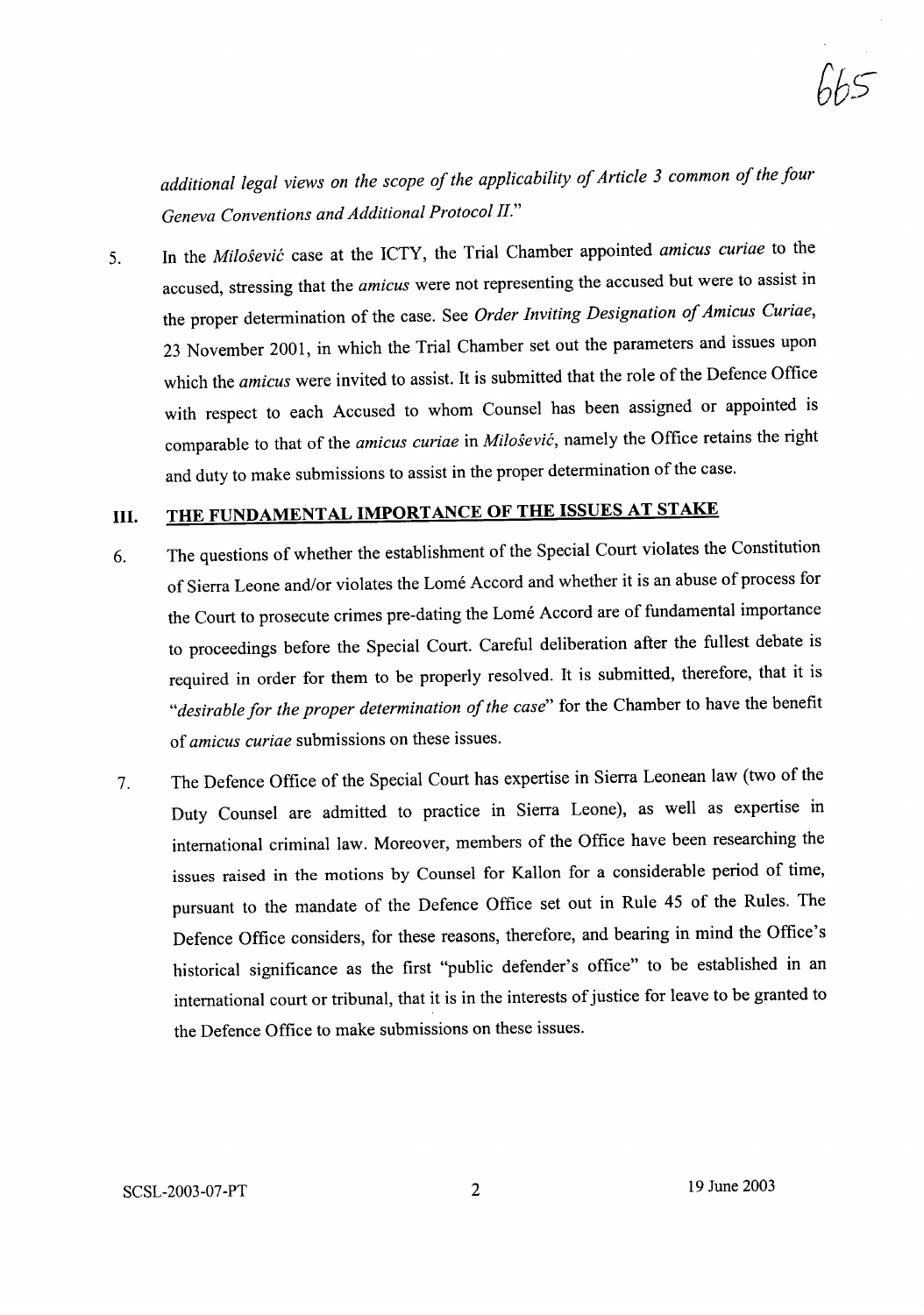*additional legal views on the scope of the applicability of Article 3 common of the four Geneva Conventions and Additional Protocol II.*"

5. In the *Milošević* case at the ICTY, the Trial Chamber appointed *amicus curiae* to the accused, stressing that the *amicus* were not representing the accused but were to assist in the proper determination of the case. See *Order Inviting Designation of Amicus Curiae*, 23 November 2001, in which the Trial Chamber set out the parameters and issues upon which the *amicus* were invited to assist. It is submitted that the role of the Defence Office with respect to each Accused to whom Counsel has been assigned or appointed is comparable to that of the *amicus curiae* in *Milošević*, namely the Office retains the right and duty to make submissions to assist in the proper determination of the case.

## III. THE FUNDAMENTAL IMPORTANCE OF THE ISSUES AT STAKE

6. The questions of whether the establishment of the Special Court violates the Constitution of Sierra Leone and/or violates the Lomé Accord and whether it is an abuse of process for the Court to prosecute crimes pre-dating the Lomé Accord are of fundamental importance to proceedings before the Special Court. Careful deliberation after the fullest debate is required in order for them to be properly resolved. It is submitted, therefore, that it is "*desirable for the proper determination of the case*" for the Chamber to have the benefit of *amicus curiae* submissions on these issues.

7. The Defence Office of the Special Court has expertise in Sierra Leonean law (two of the Duty Counsel are admitted to practice in Sierra Leone), as well as expertise in international criminal law. Moreover, members of the Office have been researching the issues raised in the motions by Counsel for Kallon for a considerable period of time, pursuant to the mandate of the Defence Office set out in Rule 45 of the Rules. The Defence Office considers, for these reasons, therefore, and bearing in mind the Office's historical significance as the first "public defender's office" to be established in an international court or tribunal, that it is in the interests of justice for leave to be granted to the Defence Office to make submissions on these issues.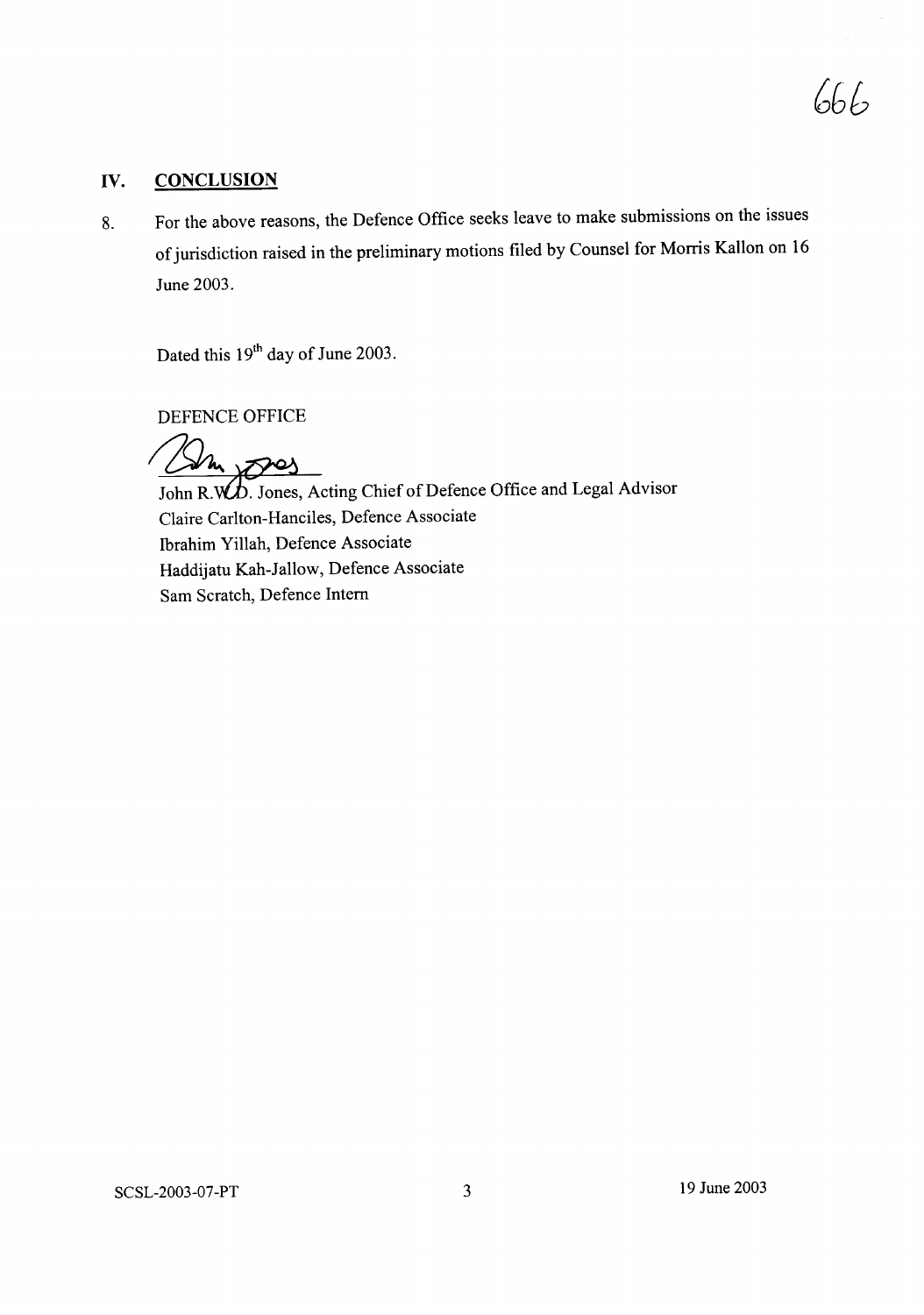## IV. CONCLUSION

8. For the above reasons, the Defence Office seeks leave to make submissions on the issues of jurisdiction raised in the preliminary motions filed by Counsel for Morris Kallon on 16 June 2003.

Dated this 19th day of June 2003.

DEFENCE OFFICE

John R.W.D. Jones, Acting Chief of Defence Office and Legal Advisor
Claire Carlton-Hanciles, Defence Associate
Ibrahim Yillah, Defence Associate
Haddijatu Kah-Jallow, Defence Associate
Sam Scratch, Defence Intern